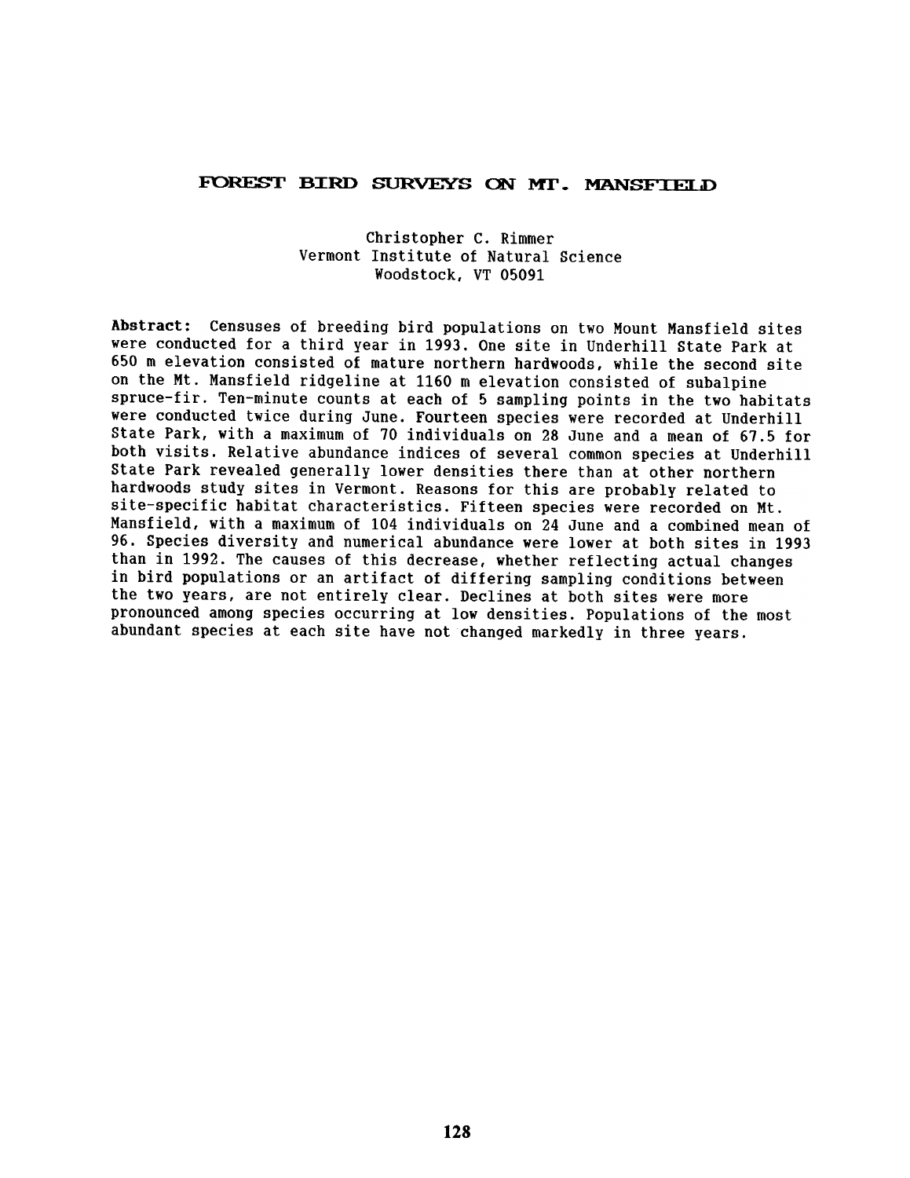# FOREST BIRD SURVEYS ON MT. MANSFIELD

Christopher C. Rimmer
Vermont Institute of Natural Science
Woodstock, VT 05091

**Abstract:** Censuses of breeding bird populations on two Mount Mansfield sites were conducted for a third year in 1993. One site in Underhill State Park at 650 m elevation consisted of mature northern hardwoods, while the second site on the Mt. Mansfield ridgeline at 1160 m elevation consisted of subalpine spruce-fir. Ten-minute counts at each of 5 sampling points in the two habitats were conducted twice during June. Fourteen species were recorded at Underhill State Park, with a maximum of 70 individuals on 28 June and a mean of 67.5 for both visits. Relative abundance indices of several common species at Underhill State Park revealed generally lower densities there than at other northern hardwoods study sites in Vermont. Reasons for this are probably related to site-specific habitat characteristics. Fifteen species were recorded on Mt. Mansfield, with a maximum of 104 individuals on 24 June and a combined mean of 96. Species diversity and numerical abundance were lower at both sites in 1993 than in 1992. The causes of this decrease, whether reflecting actual changes in bird populations or an artifact of differing sampling conditions between the two years, are not entirely clear. Declines at both sites were more pronounced among species occurring at low densities. Populations of the most abundant species at each site have not changed markedly in three years.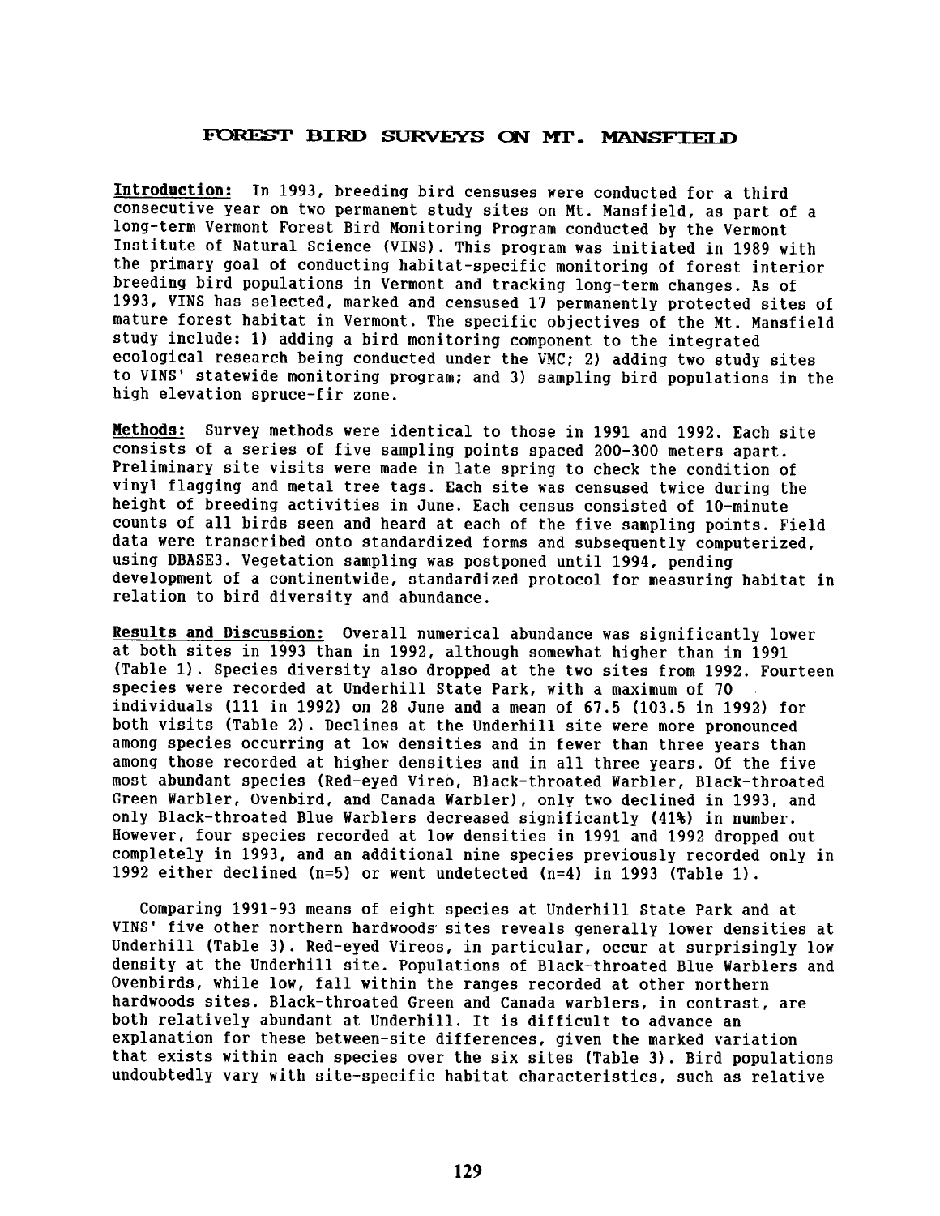# FOREST BIRD SURVEYS ON MT. MANSFIELD

**Introduction:** In 1993, breeding bird censuses were conducted for a third consecutive year on two permanent study sites on Mt. Mansfield, as part of a long-term Vermont Forest Bird Monitoring Program conducted by the Vermont Institute of Natural Science (VINS). This program was initiated in 1989 with the primary goal of conducting habitat-specific monitoring of forest interior breeding bird populations in Vermont and tracking long-term changes. As of 1993, VINS has selected, marked and censused 17 permanently protected sites of mature forest habitat in Vermont. The specific objectives of the Mt. Mansfield study include: 1) adding a bird monitoring component to the integrated ecological research being conducted under the VMC; 2) adding two study sites to VINS' statewide monitoring program; and 3) sampling bird populations in the high elevation spruce-fir zone.

**Methods:** Survey methods were identical to those in 1991 and 1992. Each site consists of a series of five sampling points spaced 200-300 meters apart. Preliminary site visits were made in late spring to check the condition of vinyl flagging and metal tree tags. Each site was censused twice during the height of breeding activities in June. Each census consisted of 10-minute counts of all birds seen and heard at each of the five sampling points. Field data were transcribed onto standardized forms and subsequently computerized, using DBASE3. Vegetation sampling was postponed until 1994, pending development of a continentwide, standardized protocol for measuring habitat in relation to bird diversity and abundance.

**Results and Discussion:** Overall numerical abundance was significantly lower at both sites in 1993 than in 1992, although somewhat higher than in 1991 (Table 1). Species diversity also dropped at the two sites from 1992. Fourteen species were recorded at Underhill State Park, with a maximum of 70 individuals (111 in 1992) on 28 June and a mean of 67.5 (103.5 in 1992) for both visits (Table 2). Declines at the Underhill site were more pronounced among species occurring at low densities and in fewer than three years than among those recorded at higher densities and in all three years. Of the five most abundant species (Red-eyed Vireo, Black-throated Warbler, Black-throated Green Warbler, Ovenbird, and Canada Warbler), only two declined in 1993, and only Black-throated Blue Warblers decreased significantly (41%) in number. However, four species recorded at low densities in 1991 and 1992 dropped out completely in 1993, and an additional nine species previously recorded only in 1992 either declined (n=5) or went undetected (n=4) in 1993 (Table 1).

Comparing 1991-93 means of eight species at Underhill State Park and at VINS' five other northern hardwoods sites reveals generally lower densities at Underhill (Table 3). Red-eyed Vireos, in particular, occur at surprisingly low density at the Underhill site. Populations of Black-throated Blue Warblers and Ovenbirds, while low, fall within the ranges recorded at other northern hardwoods sites. Black-throated Green and Canada warblers, in contrast, are both relatively abundant at Underhill. It is difficult to advance an explanation for these between-site differences, given the marked variation that exists within each species over the six sites (Table 3). Bird populations undoubtedly vary with site-specific habitat characteristics, such as relative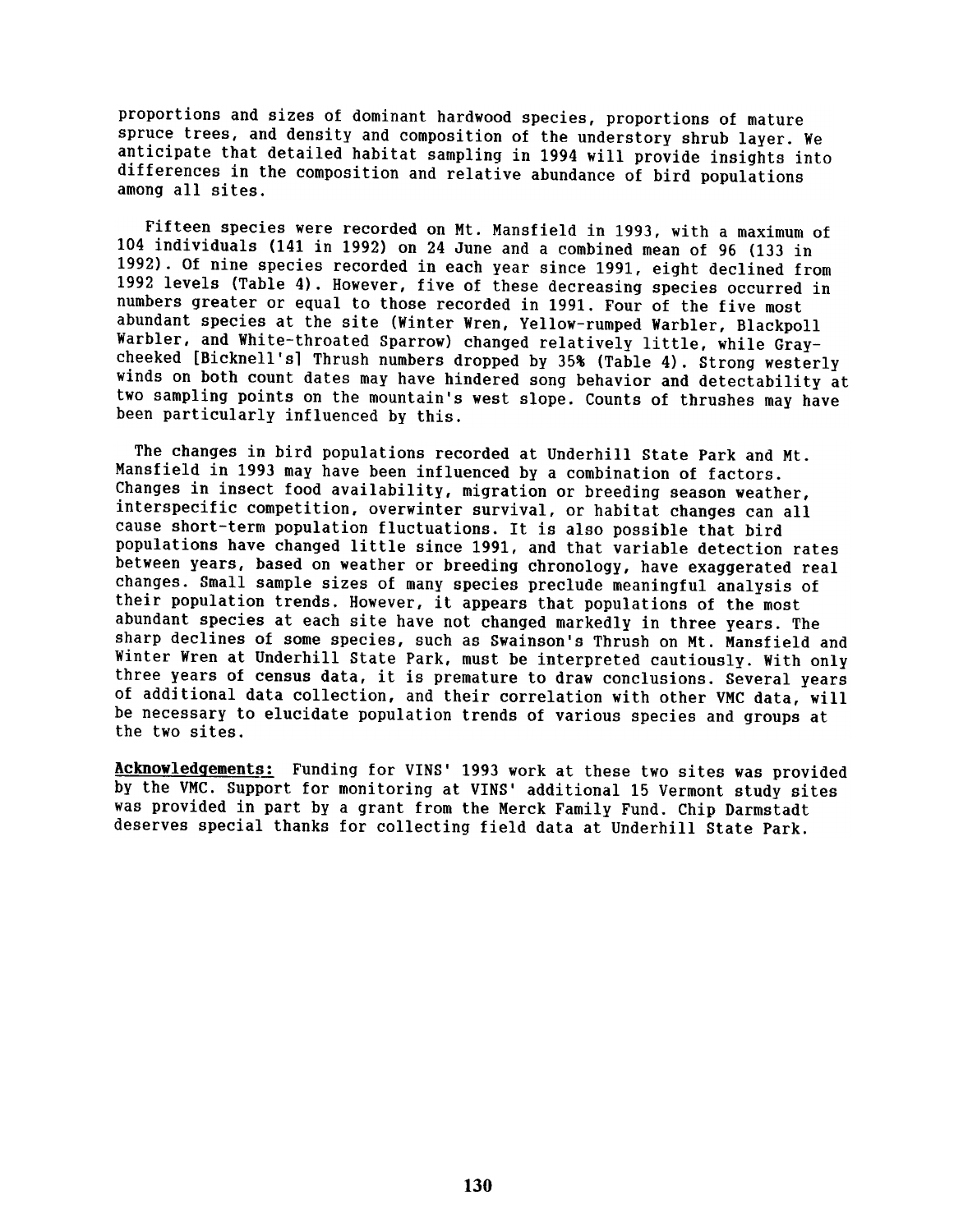proportions and sizes of dominant hardwood species, proportions of mature spruce trees, and density and composition of the understory shrub layer. We anticipate that detailed habitat sampling in 1994 will provide insights into differences in the composition and relative abundance of bird populations among all sites.

Fifteen species were recorded on Mt. Mansfield in 1993, with a maximum of 104 individuals (141 in 1992) on 24 June and a combined mean of 96 (133 in 1992). Of nine species recorded in each year since 1991, eight declined from 1992 levels (Table 4). However, five of these decreasing species occurred in numbers greater or equal to those recorded in 1991. Four of the five most abundant species at the site (Winter Wren, Yellow-rumped Warbler, Blackpoll Warbler, and White-throated Sparrow) changed relatively little, while Gray-cheeked [Bicknell's] Thrush numbers dropped by 35% (Table 4). Strong westerly winds on both count dates may have hindered song behavior and detectability at two sampling points on the mountain's west slope. Counts of thrushes may have been particularly influenced by this.

The changes in bird populations recorded at Underhill State Park and Mt. Mansfield in 1993 may have been influenced by a combination of factors. Changes in insect food availability, migration or breeding season weather, interspecific competition, overwinter survival, or habitat changes can all cause short-term population fluctuations. It is also possible that bird populations have changed little since 1991, and that variable detection rates between years, based on weather or breeding chronology, have exaggerated real changes. Small sample sizes of many species preclude meaningful analysis of their population trends. However, it appears that populations of the most abundant species at each site have not changed markedly in three years. The sharp declines of some species, such as Swainson's Thrush on Mt. Mansfield and Winter Wren at Underhill State Park, must be interpreted cautiously. With only three years of census data, it is premature to draw conclusions. Several years of additional data collection, and their correlation with other VMC data, will be necessary to elucidate population trends of various species and groups at the two sites.

**Acknowledgements:** Funding for VINS' 1993 work at these two sites was provided by the VMC. Support for monitoring at VINS' additional 15 Vermont study sites was provided in part by a grant from the Merck Family Fund. Chip Darmstadt deserves special thanks for collecting field data at Underhill State Park.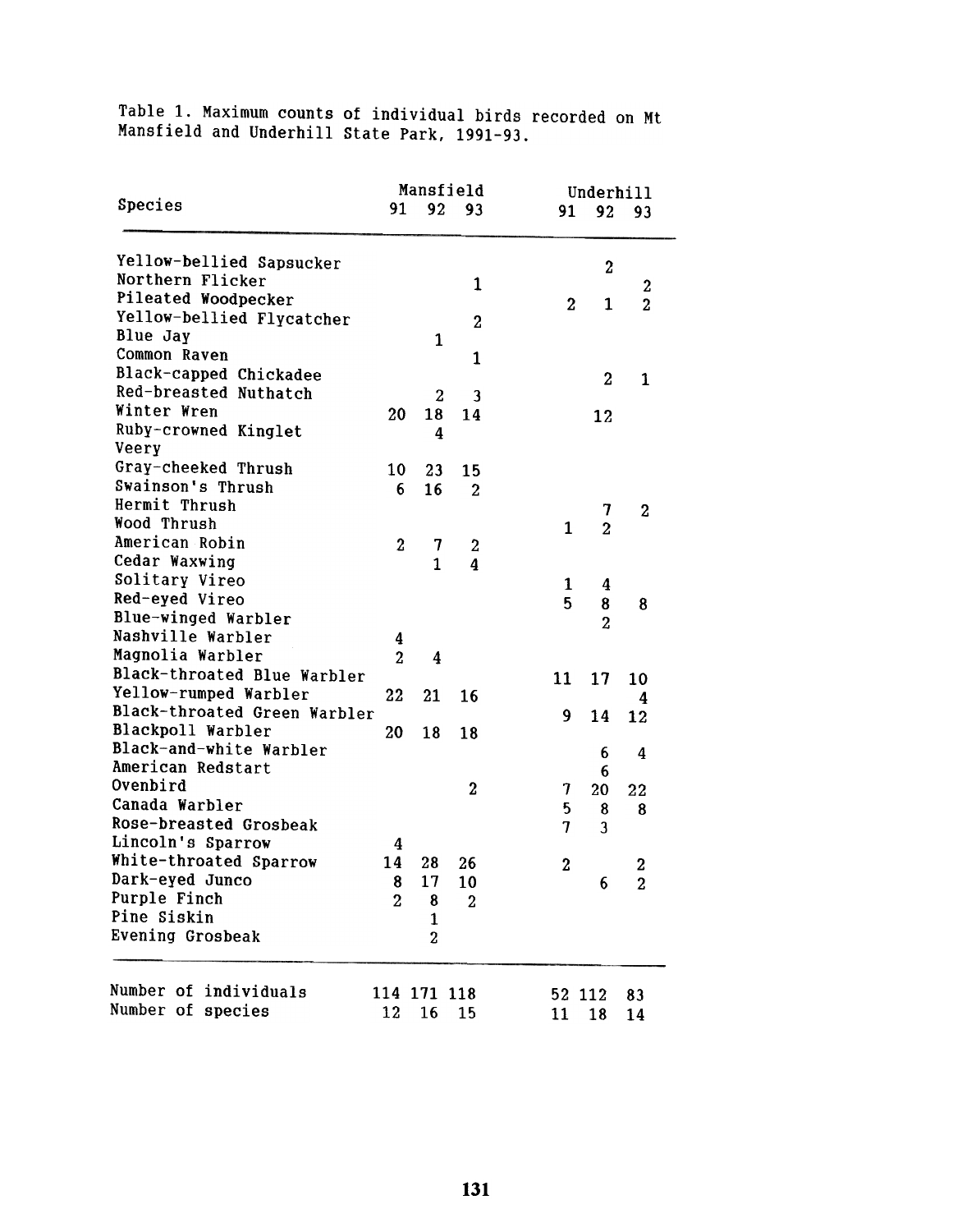Table 1. Maximum counts of individual birds recorded on Mt Mansfield and Underhill State Park, 1991-93.

| Species | Mansfield | | | Underhill | | |
|---|---|---|---|---|---|---|
| | 91 | 92 | 93 | 91 | 92 | 93 |
| Yellow-bellied Sapsucker | | | | | 2 | |
| Northern Flicker | | | 1 | | | 2 |
| Pileated Woodpecker | | | | 2 | 1 | 2 |
| Yellow-bellied Flycatcher | | | 2 | | | |
| Blue Jay | | 1 | | | | |
| Common Raven | | | 1 | | | |
| Black-capped Chickadee | | | | | 2 | 1 |
| Red-breasted Nuthatch | | 2 | 3 | | | |
| Winter Wren | 20 | 18 | 14 | | 12 | |
| Ruby-crowned Kinglet | | 4 | | | | |
| Veery | | | | | | |
| Gray-cheeked Thrush | 10 | 23 | 15 | | | |
| Swainson's Thrush | 6 | 16 | 2 | | | |
| Hermit Thrush | | | | | 7 | 2 |
| Wood Thrush | | | | 1 | 2 | |
| American Robin | 2 | 7 | 2 | | | |
| Cedar Waxwing | | 1 | 4 | | | |
| Solitary Vireo | | | | 1 | 4 | |
| Red-eyed Vireo | | | | 5 | 8 | 8 |
| Blue-winged Warbler | | | | | 2 | |
| Nashville Warbler | 4 | | | | | |
| Magnolia Warbler | 2 | 4 | | | | |
| Black-throated Blue Warbler | | | | 11 | 17 | 10 |
| Yellow-rumped Warbler | 22 | 21 | 16 | | | 4 |
| Black-throated Green Warbler | | | | 9 | 14 | 12 |
| Blackpoll Warbler | 20 | 18 | 18 | | | |
| Black-and-white Warbler | | | | | 6 | 4 |
| American Redstart | | | | | 6 | |
| Ovenbird | | | 2 | 7 | 20 | 22 |
| Canada Warbler | | | | 5 | 8 | 8 |
| Rose-breasted Grosbeak | | | | 7 | 3 | |
| Lincoln's Sparrow | 4 | | | | | |
| White-throated Sparrow | 14 | 28 | 26 | 2 | | 2 |
| Dark-eyed Junco | 8 | 17 | 10 | | 6 | 2 |
| Purple Finch | 2 | 8 | 2 | | | |
| Pine Siskin | | 1 | | | | |
| Evening Grosbeak | | 2 | | | | |
| Number of individuals | 114 | 171 | 118 | 52 | 112 | 83 |
| Number of species | 12 | 16 | 15 | 11 | 18 | 14 |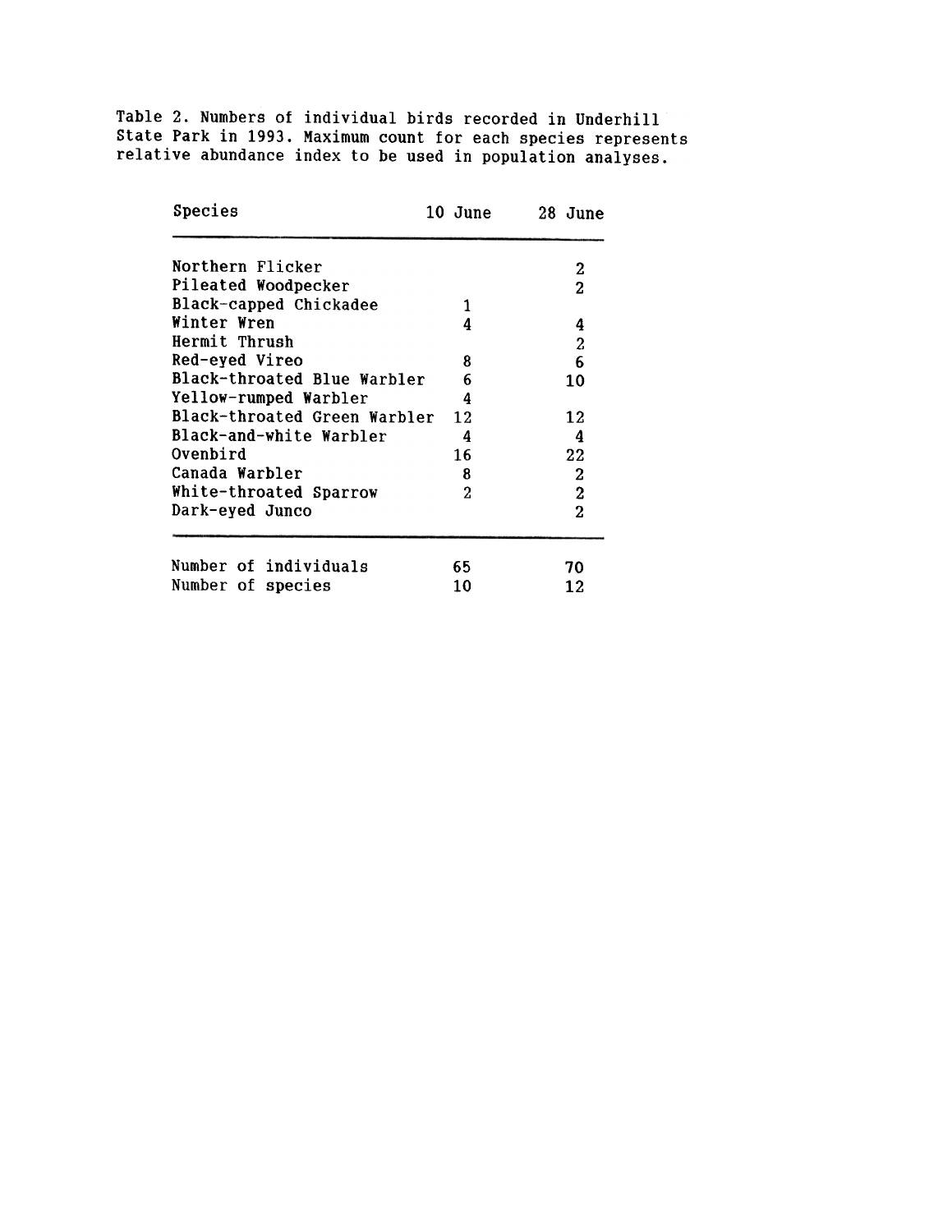Table 2. Numbers of individual birds recorded in Underhill State Park in 1993. Maximum count for each species represents relative abundance index to be used in population analyses.

| Species | 10 June | 28 June |
|---|---|---|
| Northern Flicker | | 2 |
| Pileated Woodpecker | | 2 |
| Black-capped Chickadee | 1 | |
| Winter Wren | 4 | 4 |
| Hermit Thrush | | 2 |
| Red-eyed Vireo | 8 | 6 |
| Black-throated Blue Warbler | 6 | 10 |
| Yellow-rumped Warbler | 4 | |
| Black-throated Green Warbler | 12 | 12 |
| Black-and-white Warbler | 4 | 4 |
| Ovenbird | 16 | 22 |
| Canada Warbler | 8 | 2 |
| White-throated Sparrow | 2 | 2 |
| Dark-eyed Junco | | 2 |
| Number of individuals | 65 | 70 |
| Number of species | 10 | 12 |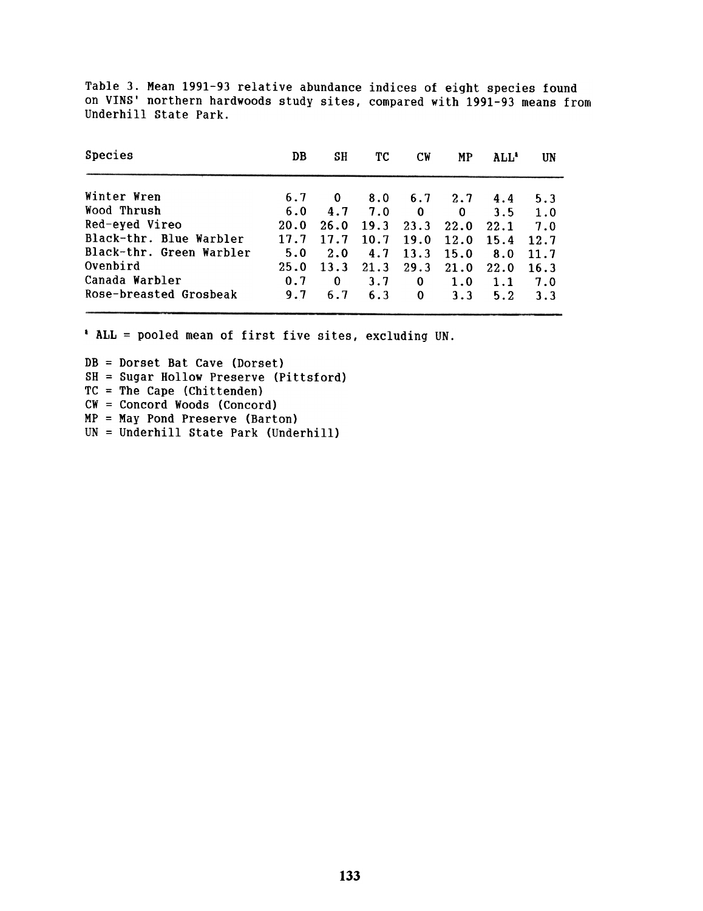Table 3. Mean 1991-93 relative abundance indices of eight species found on VINS' northern hardwoods study sites, compared with 1991-93 means from Underhill State Park.

| Species | DB | SH | TC | CW | MP | ALL[a] | UN |
|---|---|---|---|---|---|---|---|
| Winter Wren | 6.7 | 0 | 8.0 | 6.7 | 2.7 | 4.4 | 5.3 |
| Wood Thrush | 6.0 | 4.7 | 7.0 | 0 | 0 | 3.5 | 1.0 |
| Red-eyed Vireo | 20.0 | 26.0 | 19.3 | 23.3 | 22.0 | 22.1 | 7.0 |
| Black-thr. Blue Warbler | 17.7 | 17.7 | 10.7 | 19.0 | 12.0 | 15.4 | 12.7 |
| Black-thr. Green Warbler | 5.0 | 2.0 | 4.7 | 13.3 | 15.0 | 8.0 | 11.7 |
| Ovenbird | 25.0 | 13.3 | 21.3 | 29.3 | 21.0 | 22.0 | 16.3 |
| Canada Warbler | 0.7 | 0 | 3.7 | 0 | 1.0 | 1.1 | 7.0 |
| Rose-breasted Grosbeak | 9.7 | 6.7 | 6.3 | 0 | 3.3 | 5.2 | 3.3 |

[a] ALL = pooled mean of first five sites, excluding UN.

DB = Dorset Bat Cave (Dorset)
SH = Sugar Hollow Preserve (Pittsford)
TC = The Cape (Chittenden)
CW = Concord Woods (Concord)
MP = May Pond Preserve (Barton)
UN = Underhill State Park (Underhill)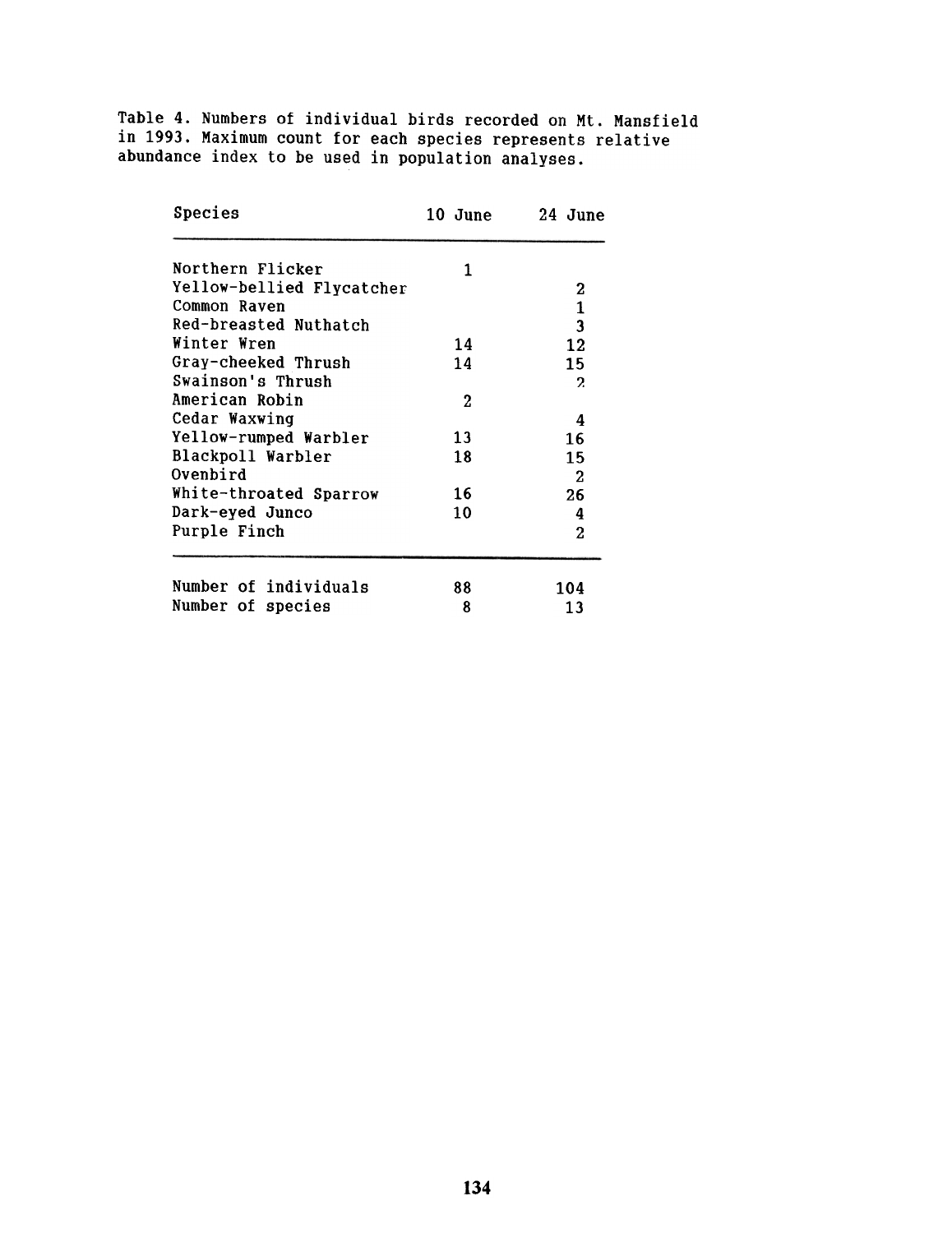Table 4. Numbers of individual birds recorded on Mt. Mansfield in 1993. Maximum count for each species represents relative abundance index to be used in population analyses.

| Species | 10 June | 24 June |
|---|---|---|
| Northern Flicker | 1 | |
| Yellow-bellied Flycatcher | | 2 |
| Common Raven | | 1 |
| Red-breasted Nuthatch | | 3 |
| Winter Wren | 14 | 12 |
| Gray-cheeked Thrush | 14 | 15 |
| Swainson's Thrush | | 2 |
| American Robin | 2 | |
| Cedar Waxwing | | 4 |
| Yellow-rumped Warbler | 13 | 16 |
| Blackpoll Warbler | 18 | 15 |
| Ovenbird | | 2 |
| White-throated Sparrow | 16 | 26 |
| Dark-eyed Junco | 10 | 4 |
| Purple Finch | | 2 |
| Number of individuals | 88 | 104 |
| Number of species | 8 | 13 |